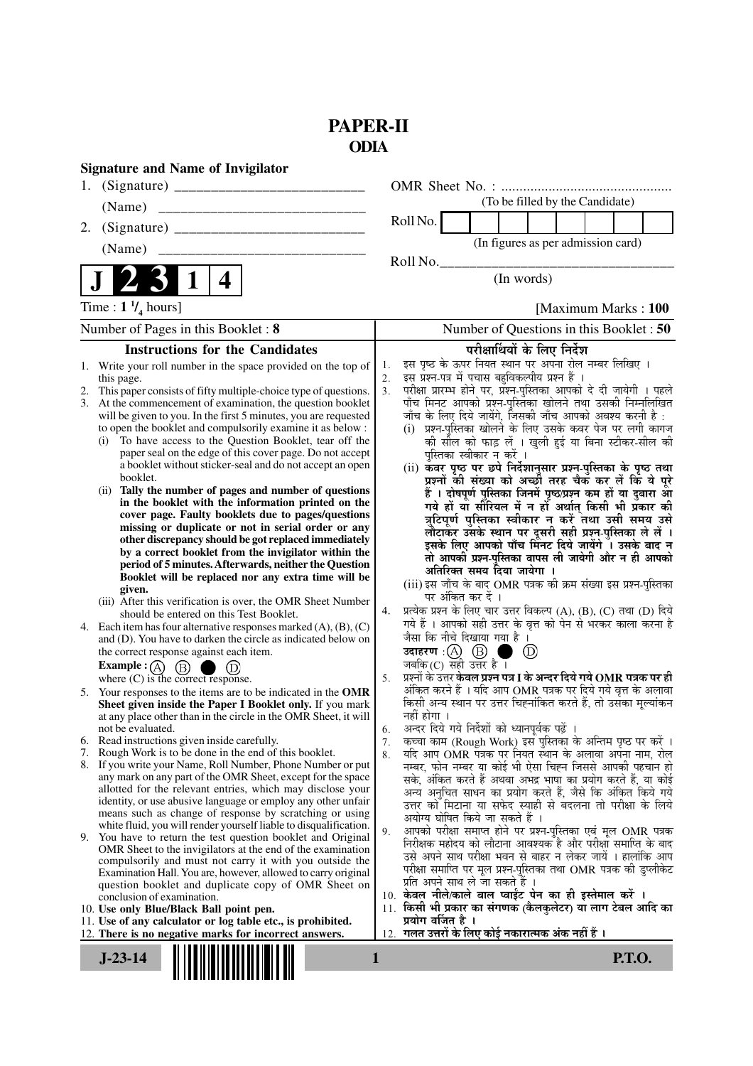# PAPER-II
## ODIA

**Signature and Name of Invigilator**

1. (Signature) __________________________

 (Name) __________________________

2. (Signature) __________________________

 (Name) __________________________

**J 2 3 1 4**

OMR Sheet No. : ...............................................

(To be filled by the Candidate)

Roll No. [ ]

(In figures as per admission card)

Roll No.________________________________

(In words)

Time : **1 ¼ hours**] [Maximum Marks : **100**

Number of Pages in this Booklet : **8** | Number of Questions in this Booklet : **50**

### Instructions for the Candidates

1. Write your roll number in the space provided on the top of this page.
2. This paper consists of fifty multiple-choice type of questions.
3. At the commencement of examination, the question booklet will be given to you. In the first 5 minutes, you are requested to open the booklet and compulsorily examine it as below :
   (i) To have access to the Question Booklet, tear off the paper seal on the edge of this cover page. Do not accept a booklet without sticker-seal and do not accept an open booklet.
   (ii) **Tally the number of pages and number of questions in the booklet with the information printed on the cover page. Faulty booklets due to pages/questions missing or duplicate or not in serial order or any other discrepancy should be got replaced immediately by a correct booklet from the invigilator within the period of 5 minutes. Afterwards, neither the Question Booklet will be replaced nor any extra time will be given.**
   (iii) After this verification is over, the OMR Sheet Number should be entered on this Test Booklet.
4. Each item has four alternative responses marked (A), (B), (C) and (D). You have to darken the circle as indicated below on the correct response against each item.
   **Example :** (A) (B) ● (D)
   where (C) is the correct response.
5. Your responses to the items are to be indicated in the **OMR Sheet given inside the Paper I Booklet only.** If you mark at any place other than in the circle in the OMR Sheet, it will not be evaluated.
6. Read instructions given inside carefully.
7. Rough Work is to be done in the end of this booklet.
8. If you write your Name, Roll Number, Phone Number or put any mark on any part of the OMR Sheet, except for the space allotted for the relevant entries, which may disclose your identity, or use abusive language or employ any other unfair means such as change of response by scratching or using white fluid, you will render yourself liable to disqualification.
9. You have to return the test question booklet and Original OMR Sheet to the invigilators at the end of the examination compulsorily and must not carry it with you outside the Examination Hall. You are, however, allowed to carry original question booklet and duplicate copy of OMR Sheet on conclusion of examination.
10. **Use only Blue/Black Ball point pen.**
11. **Use of any calculator or log table etc., is prohibited.**
12. **There is no negative marks for incorrect answers.**

### परीक्षार्थियों के लिए निर्देश

1. इस पृष्ठ के ऊपर नियत स्थान पर अपना रोल नम्बर लिखिए ।
2. इस प्रश्न-पत्र में पचास बहुविकल्पीय प्रश्न हैं ।
3. परीक्षा प्रारम्भ होने पर, प्रश्न-पुस्तिका आपको दे दी जायेगी । पहले पाँच मिनट आपको प्रश्न-पुस्तिका खोलने तथा उसकी निम्नलिखित जाँच के लिए दिये जायेंगे, जिसकी जाँच आपको अवश्य करनी है :
   (i) प्रश्न-पुस्तिका खोलने के लिए उसके कवर पेज पर लगी कागज की सील को फाड़ लें । खुली हुई या बिना स्टीकर-सील की पुस्तिका स्वीकार न करें ।
   (ii) **कवर पृष्ठ पर छपे निर्देशानुसार प्रश्न-पुस्तिका के पृष्ठ तथा प्रश्नों की संख्या को अच्छी तरह चैक कर लें कि ये पूरे हैं । दोषपूर्ण पुस्तिका जिनमें पृष्ठ/प्रश्न कम हों या दुबारा आ गये हों या सीरियल में न हों अर्थात् किसी भी प्रकार की त्रुटिपूर्ण पुस्तिका स्वीकार न करें तथा उसी समय उसे लौटाकर उसके स्थान पर दूसरी सही प्रश्न-पुस्तिका ले लें । इसके लिए आपको पाँच मिनट दिये जायेंगे । उसके बाद न तो आपकी प्रश्न-पुस्तिका वापस ली जायेगी और न ही आपको अतिरिक्त समय दिया जायेगा ।**
   (iii) इस जाँच के बाद OMR पत्रक की क्रम संख्या इस प्रश्न-पुस्तिका पर अंकित कर दें ।
4. प्रत्येक प्रश्न के लिए चार उत्तर विकल्प (A), (B), (C) तथा (D) दिये गये हैं । आपको सही उत्तर के वृत्त को पेन से भरकर काला करना है जैसा कि नीचे दिखाया गया है ।
   **उदाहरण :** (A) (B) ● (D)
   जबकि (C) सही उत्तर है ।
5. प्रश्नों के उत्तर **केवल प्रश्न पत्र I के अन्दर दिये गये OMR पत्रक पर ही** अंकित करने हैं । यदि आप OMR पत्रक पर दिये गये वृत्त के अलावा किसी अन्य स्थान पर उत्तर चिह्नांकित करते हैं, तो उसका मूल्यांकन नहीं होगा ।
6. अन्दर दिये गये निर्देशों को ध्यानपूर्वक पढ़ें ।
7. कच्चा काम (Rough Work) इस पुस्तिका के अन्तिम पृष्ठ पर करें ।
8. यदि आप OMR पत्रक पर नियत स्थान के अलावा अपना नाम, रोल नम्बर, फोन नम्बर या कोई भी ऐसा चिह्न जिससे आपकी पहचान हो सके, अंकित करते हैं अथवा अभद्र भाषा का प्रयोग करते हैं, या कोई अन्य अनुचित साधन का प्रयोग करते हैं, जैसे कि अंकित किये गये उत्तर को मिटाना या सफेद स्याही से बदलना तो परीक्षा के लिये अयोग्य घोषित किये जा सकते हैं ।
9. आपको परीक्षा समाप्त होने पर प्रश्न-पुस्तिका एवं मूल OMR पत्रक निरीक्षक महोदय को लौटाना आवश्यक है और परीक्षा समाप्ति के बाद उसे अपने साथ परीक्षा भवन से बाहर न लेकर जायें । हालांकि आप परीक्षा समाप्ति पर मूल प्रश्न-पुस्तिका तथा OMR पत्रक की डुप्लीकेट प्रति अपने साथ ले जा सकते हैं ।
10. **केवल नीले/काले बाल प्वाईंट पेन का ही इस्तेमाल करें ।**
11. **किसी भी प्रकार का संगणक (कैलकुलेटर) या लाग टेबल आदि का प्रयोग वर्जित है ।**
12. **गलत उत्तरों के लिए कोई नकारात्मक अंक नहीं हैं ।**

J-23-14 P.T.O.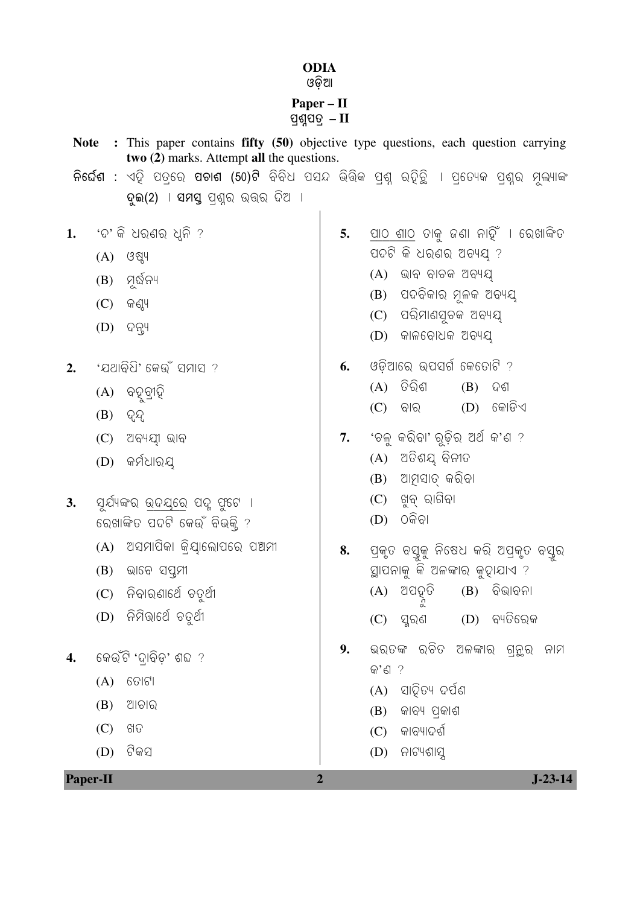**ODIA**
**ଓଡ଼ିଆ**

**Paper – II**
**ପ୍ରଶ୍ନପତ୍ର – II**

**Note :** This paper contains **fifty (50)** objective type questions, each question carrying **two (2)** marks. Attempt **all** the questions.

**ନିର୍ଦ୍ଦେଶ :** ଏହି ପତ୍ରରେ **ପଚାଶ (50)ଟି** ବିବିଧ ପସନ୍ଦ ଭିତ୍ତିକ ପ୍ରଶ୍ନ ରହିଛି । ପ୍ରତ୍ୟେକ ପ୍ରଶ୍ନର ମୂଲ୍ୟାଙ୍କ **ଦୁଇ(2)** । **ସମସ୍ତ** ପ୍ରଶ୍ନର ଉତ୍ତର ଦିଅ ।

**1.** 'ଦ' କି ଧରଣର ଧ୍ୱନି ?

(A) ଓଷ୍ଠ୍ୟ
(B) ମୂର୍ଦ୍ଧନ୍ୟ
(C) କଣ୍ଠ୍ୟ
(D) ଦନ୍ତ୍ୟ

**2.** 'ଯଥାବିଧି' କେଉଁ ସମାସ ?

(A) ବହୁବ୍ରୀହି
(B) ଦ୍ୱନ୍ଦ୍ୱ
(C) ଅବ୍ୟୟୀ ଭାବ
(D) କର୍ମଧାରୟ

**3.** ସୂର୍ଯ୍ୟଙ୍କର <u>ଉଦୟରେ</u> ପଦ୍ମ ଫୁଟେ । ରେଖାଙ୍କିତ ପଦଟି କେଉଁ ବିଭକ୍ତି ?

(A) ଅସମାପିକା କ୍ରିୟାଲୋପରେ ପଞ୍ଚମୀ
(B) ଭାବେ ସପ୍ତମୀ
(C) ନିବାରଣାର୍ଥେ ଚତୁର୍ଥୀ
(D) ନିମିତ୍ତାର୍ଥେ ଚତୁର୍ଥୀ

**4.** କେଉଁଟି 'ଦ୍ରାବିଡ଼' ଶବ୍ଦ ?

(A) ତୋଟା
(B) ଆଚାର
(C) ଖତ
(D) ଟିକସ

**5.** <u>ପାଠ ଶାଠ</u> ତାକୁ ଜଣା ନାହିଁ । ରେଖାଙ୍କିତ ପଦଟି କି ଧରଣର ଅବ୍ୟୟ ?

(A) ଭାବ ବାଚକ ଅବ୍ୟୟ
(B) ପଦବିକାର ମୂଳକ ଅବ୍ୟୟ
(C) ପରିମାଣସୂଚକ ଅବ୍ୟୟ
(D) କାଳବୋଧକ ଅବ୍ୟୟ

**6.** ଓଡ଼ିଆରେ ଉପସର୍ଗ କେତୋଟି ?

(A) ତିରିଶ (B) ଦଶ
(C) ବାର (D) କୋଡ଼ିଏ

**7.** 'ଚଳୁ କରିବା' ରୂଢ଼ିର ଅର୍ଥ କ'ଣ ?

(A) ଅତିଶୟ ବିନୀତ
(B) ଆତ୍ମସାତ୍ କରିବା
(C) ଖୁବ୍ ରାଗିବା
(D) ଠକିବା

**8.** ପ୍ରକୃତ ବସ୍ତୁକୁ ନିଷେଧ କରି ଅପ୍ରକୃତ ବସ୍ତୁର ସ୍ଥାପନାକୁ କି ଅଳଙ୍କାର କୁହାଯାଏ ?

(A) ଅପହ୍ନୁତି (B) ବିଭାବନା
(C) ସ୍ମରଣ (D) ବ୍ୟତିରେକ

**9.** ଭରତଙ୍କ ରଚିତ ଅଳଙ୍କାର ଗ୍ରନ୍ଥର ନାମ କ'ଣ ?

(A) ସାହିତ୍ୟ ଦର୍ପଣ
(B) କାବ୍ୟ ପ୍ରକାଶ
(C) କାବ୍ୟାଦର୍ଶ
(D) ନାଟ୍ୟଶାସ୍ତ୍ର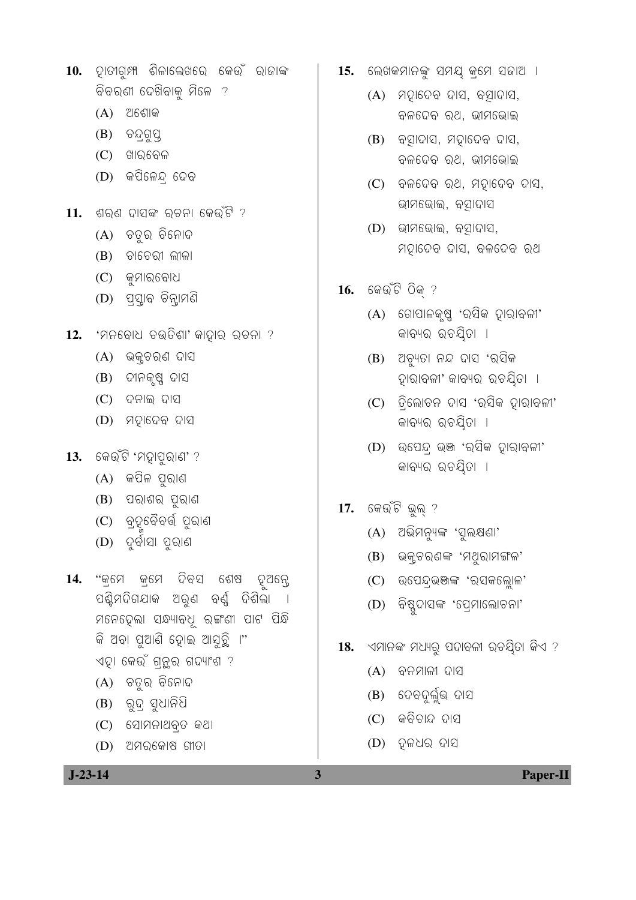10. ହାତୀଗୁମ୍ଫା ଶିଳାଲେଖରେ କେଉଁ ରାଜାଙ୍କ ବିବରଣୀ ଦେଖିବାକୁ ମିଳେ ?
    - (A) ଅଶୋକ
    - (B) ଚନ୍ଦ୍ରଗୁପ୍ତ
    - (C) ଖାରବେଳ
    - (D) କପିଳେନ୍ଦ୍ର ଦେବ

11. ଶରଣ ଦାସଙ୍କ ରଚନା କେଉଁଟି ?
    - (A) ଚତୁର ବିନୋଦ
    - (B) ଚାଚେରୀ ଲୀଳା
    - (C) କୁମାରବୋଧ
    - (D) ପ୍ରସ୍ତାବ ଚିନ୍ତାମଣି

12. 'ମନବୋଧ ଚଉତିଶା' କାହାର ରଚନା ?
    - (A) ଭକ୍ତଚରଣ ଦାସ
    - (B) ଦୀନକୃଷ୍ଣ ଦାସ
    - (C) ଦନାଇ ଦାସ
    - (D) ମହାଦେବ ଦାସ

13. କେଉଁଟି 'ମହାପୁରାଣ' ?
    - (A) କପିଳ ପୁରାଣ
    - (B) ପରାଶର ପୁରାଣ
    - (C) ବ୍ରହ୍ମବୈବର୍ତ୍ତ ପୁରାଣ
    - (D) ଦୁର୍ବାସା ପୁରାଣ

14. "କ୍ରମେ କ୍ରମେ ଦିବସ ଶେଷ ହୁଅନ୍ତେ ପଶ୍ଚିମଦିଗଯାକ ଅରୁଣ ବର୍ଣ୍ଣ ଦିଶିଲା । ମନେହେଲା ସନ୍ଧ୍ୟାବଧୂ ରଙ୍ଗଣୀ ପାଟ ପିନ୍ଧି କି ଅବା ପୁଆଣି ହୋଇ ଆସୁଛି ।"
    ଏହା କେଉଁ ଗ୍ରନ୍ଥର ଗଦ୍ୟାଂଶ ?
    - (A) ଚତୁର ବିନୋଦ
    - (B) ରୁଦ୍ର ସୁଧାନିଧି
    - (C) ସୋମନାଥବ୍ରତ କଥା
    - (D) ଅମରକୋଷ ଗୀତା

15. ଲେଖକମାନଙ୍କୁ ସମୟ କ୍ରମେ ସଜାଅ ।
    - (A) ମହାଦେବ ଦାସ, ବତ୍ସାଦାସ, ବଳଦେବ ରଥ, ଭୀମଭୋଇ
    - (B) ବତ୍ସାଦାସ, ମହାଦେବ ଦାସ, ବଳଦେବ ରଥ, ଭୀମଭୋଇ
    - (C) ବଳଦେବ ରଥ, ମହାଦେବ ଦାସ, ଭୀମଭୋଇ, ବତ୍ସାଦାସ
    - (D) ଭୀମଭୋଇ, ବତ୍ସାଦାସ, ମହାଦେବ ଦାସ, ବଳଦେବ ରଥ

16. କେଉଁଟି ଠିକ୍ ?
    - (A) ଗୋପାଳକୃଷ୍ଣ 'ରସିକ ହାରାବଳୀ' କାବ୍ୟର ରଚୟିତା ।
    - (B) ଅଚ୍ୟୁତା ନନ୍ଦ ଦାସ 'ରସିକ ହାରାବଳୀ' କାବ୍ୟର ରଚୟିତା ।
    - (C) ତ୍ରିଲୋଚନ ଦାସ 'ରସିକ ହାରାବଳୀ' କାବ୍ୟର ରଚୟିତା ।
    - (D) ଉପେନ୍ଦ୍ର ଭଞ୍ଜ 'ରସିକ ହାରାବଳୀ' କାବ୍ୟର ରଚୟିତା ।

17. କେଉଁଟି ଭୁଲ୍ ?
    - (A) ଅଭିମନ୍ୟୁଙ୍କ 'ସୁଲକ୍ଷଣା'
    - (B) ଭକ୍ତଚରଣଙ୍କ 'ମଥୁରାମଙ୍ଗଳ'
    - (C) ଉପେନ୍ଦ୍ରଭଞ୍ଜଙ୍କ 'ରସକଲ୍ଲୋଳ'
    - (D) ବିଷ୍ଣୁଦାସଙ୍କ 'ପ୍ରେମାଲୋଚନା'

18. ଏମାନଙ୍କ ମଧ୍ୟରୁ ପଦାବଳୀ ରଚୟିତା କିଏ ?
    - (A) ବନମାଳୀ ଦାସ
    - (B) ଦେବଦୁର୍ଲ୍ଲଭ ଦାସ
    - (C) କବିଚାନ୍ଦ ଦାସ
    - (D) ହଳଧର ଦାସ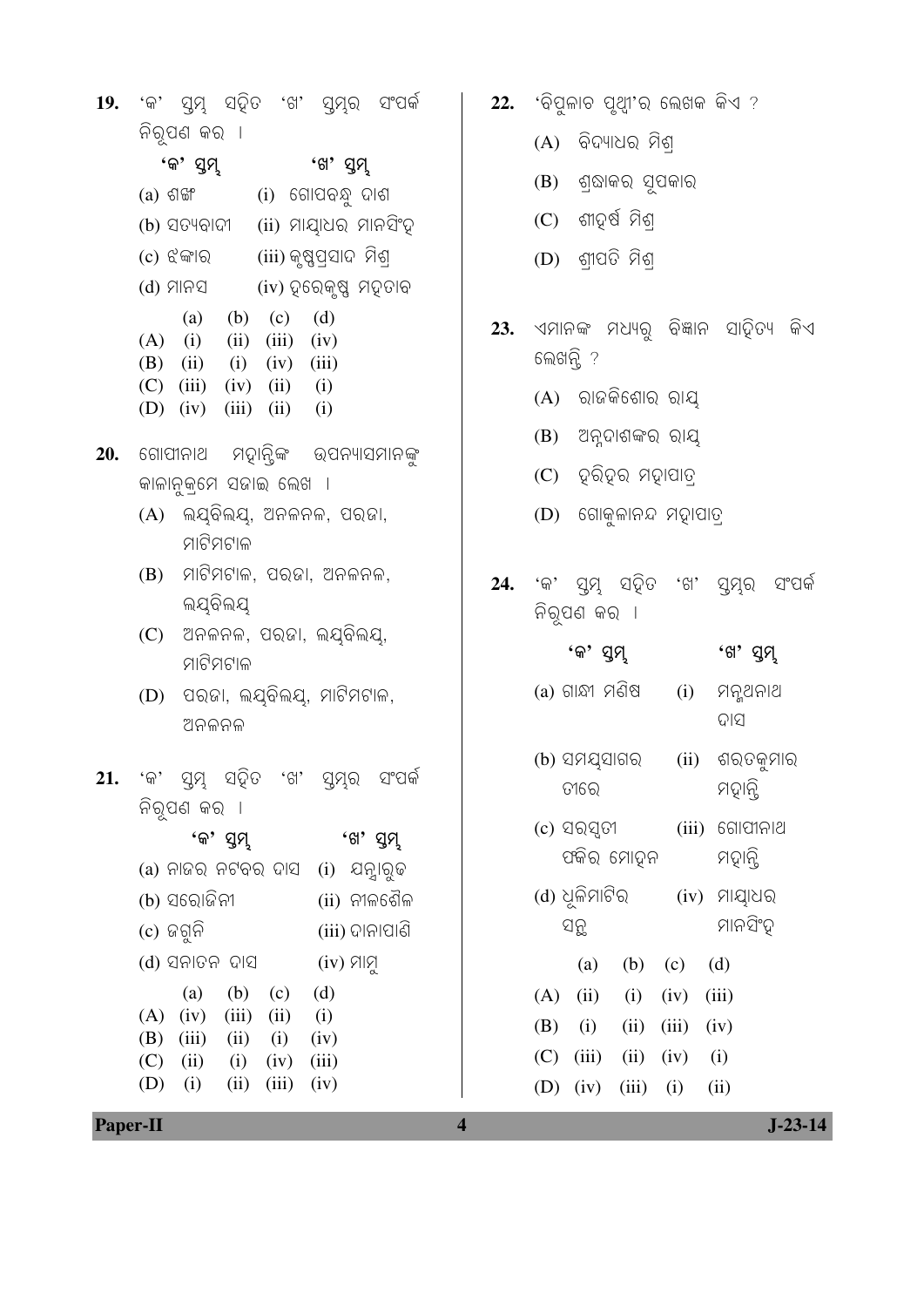19. 'କ' ସ୍ତମ୍ଭ ସହିତ 'ଖ' ସ୍ତମ୍ଭର ସଂପର୍କ ନିରୂପଣ କର ।

| 'କ' ସ୍ତମ୍ଭ | 'ଖ' ସ୍ତମ୍ଭ |
|---|---|
| (a) ଶଙ୍ଖ | (i) ଗୋପବନ୍ଧୁ ଦାଶ |
| (b) ସତ୍ୟବାଦୀ | (ii) ମାୟାଧର ମାନସିଂହ |
| (c) ଝଙ୍କାର | (iii) କୃଷ୍ଣପ୍ରସାଦ ମିଶ୍ର |
| (d) ମାନସ | (iv) ହରେକୃଷ୍ଣ ମହତାବ |

| | (a) | (b) | (c) | (d) |
|---|---|---|---|---|
| (A) | (i) | (ii) | (iii) | (iv) |
| (B) | (ii) | (i) | (iv) | (iii) |
| (C) | (iii) | (iv) | (ii) | (i) |
| (D) | (iv) | (iii) | (ii) | (i) |

20. ଗୋପୀନାଥ ମହାନ୍ତିଙ୍କ ଉପନ୍ୟାସମାନଙ୍କୁ କାଳାନୁକ୍ରମେ ସଜାଇ ଲେଖ ।

(A) ଲୟବିଲୟ, ଅନଳନଳ, ପରଜା, ମାଟିମଟାଳ

(B) ମାଟିମଟାଳ, ପରଜା, ଅନଳନଳ, ଲୟବିଲୟ

(C) ଅନଳନଳ, ପରଜା, ଲୟବିଲୟ, ମାଟିମଟାଳ

(D) ପରଜା, ଲୟବିଲୟ, ମାଟିମଟାଳ, ଅନଳନଳ

21. 'କ' ସ୍ତମ୍ଭ ସହିତ 'ଖ' ସ୍ତମ୍ଭର ସଂପର୍କ ନିରୂପଣ କର ।

| 'କ' ସ୍ତମ୍ଭ | 'ଖ' ସ୍ତମ୍ଭ |
|---|---|
| (a) ନାଜର ନଟବର ଦାସ | (i) ଯନ୍ତ୍ରାରୂଢ |
| (b) ସରୋଜିନୀ | (ii) ନୀଳଶୈଳ |
| (c) ଜଗୁନି | (iii) ଦାନାପାଣି |
| (d) ସନାତନ ଦାସ | (iv) ମାମୁ |

| | (a) | (b) | (c) | (d) |
|---|---|---|---|---|
| (A) | (iv) | (iii) | (ii) | (i) |
| (B) | (iii) | (ii) | (i) | (iv) |
| (C) | (ii) | (i) | (iv) | (iii) |
| (D) | (i) | (ii) | (iii) | (iv) |

22. 'ବିପୁଳାଚ ପୃଥ୍ୱୀ'ର ଲେଖକ କିଏ ?

(A) ବିଦ୍ୟାଧର ମିଶ୍ର

(B) ଶ୍ରଦ୍ଧାକର ସୁପକାର

(C) ଶ୍ରୀହର୍ଷ ମିଶ୍ର

(D) ଶ୍ରୀପତି ମିଶ୍ର

23. ଏମାନଙ୍କ ମଧ୍ୟରୁ ବିଜ୍ଞାନ ସାହିତ୍ୟ କିଏ ଲେଖନ୍ତି ?

(A) ରାଜକିଶୋର ରାୟ

(B) ଅନ୍ନଦାଶଙ୍କର ରାୟ

(C) ହରିହର ମହାପାତ୍ର

(D) ଗୋକୁଳାନନ୍ଦ ମହାପାତ୍ର

24. 'କ' ସ୍ତମ୍ଭ ସହିତ 'ଖ' ସ୍ତମ୍ଭର ସଂପର୍କ ନିରୂପଣ କର ।

| 'କ' ସ୍ତମ୍ଭ | 'ଖ' ସ୍ତମ୍ଭ |
|---|---|
| (a) ଗାନ୍ଧୀ ମଣିଷ | (i) ମନ୍ମଥନାଥ ଦାସ |
| (b) ସମୟସାଗର ତୀରେ | (ii) ଶରତକୁମାର ମହାନ୍ତି |
| (c) ସରସ୍ୱତୀ ଫକିର ମୋହନ | (iii) ଗୋପୀନାଥ ମହାନ୍ତି |
| (d) ଧୂଳିମାଟିର ସନ୍ଥ | (iv) ମାୟାଧର ମାନସିଂହ |

| | (a) | (b) | (c) | (d) |
|---|---|---|---|---|
| (A) | (ii) | (i) | (iv) | (iii) |
| (B) | (i) | (ii) | (iii) | (iv) |
| (C) | (iii) | (ii) | (iv) | (i) |
| (D) | (iv) | (iii) | (i) | (ii) |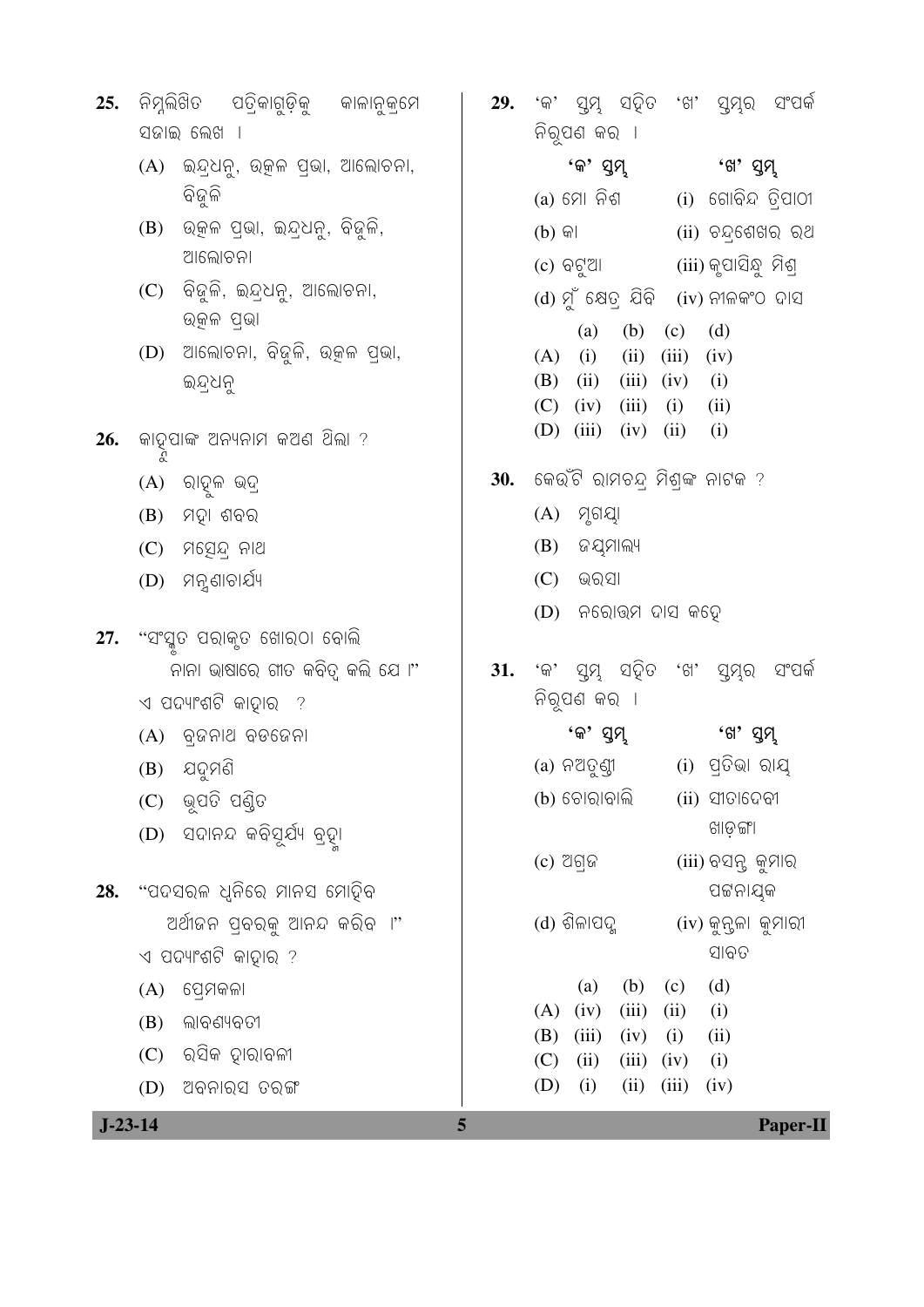25. ନିମ୍ନଲିଖିତ ପତ୍ରିକାଗୁଡ଼ିକୁ କାଳାନୁକ୍ରମେ ସଜାଇ ଲେଖ ।

(A) ଇନ୍ଦ୍ରଧନୁ, ଉତ୍କଳ ପ୍ରଭା, ଆଲୋଚନା, ବିଜୁଳି

(B) ଉତ୍କଳ ପ୍ରଭା, ଇନ୍ଦ୍ରଧନୁ, ବିଜୁଳି, ଆଲୋଚନା

(C) ବିଜୁଳି, ଇନ୍ଦ୍ରଧନୁ, ଆଲୋଚନା, ଉତ୍କଳ ପ୍ରଭା

(D) ଆଲୋଚନା, ବିଜୁଳି, ଉତ୍କଳ ପ୍ରଭା, ଇନ୍ଦ୍ରଧନୁ

26. କାହ୍ନୁପାଙ୍କ ଅନ୍ୟନାମ କଅଣ ଥିଲା ?

(A) ରାହୁଲ ଭଦ୍ର

(B) ମହା ଶବର

(C) ମତ୍ସ୍ୟେନ୍ଦ୍ର ନାଥ

(D) ମନ୍ତ୍ରଣାଚାର୍ଯ୍ୟ

27. "ସଂସ୍କୃତ ପରାକୃତ ଖୋରଠା ବୋଲି
ନାନା ଭାଷାରେ ଗୀତ କବିତ୍ୱ କଲି ଯେ ।"

ଏ ପଦ୍ୟାଂଶଟି କାହାର ?

(A) ବ୍ରଜନାଥ ବଡଜେନା

(B) ଯଦୁମଣି

(C) ଭୂପତି ପଣ୍ଡିତ

(D) ସଦାନନ୍ଦ କବିସୂର୍ଯ୍ୟ ବ୍ରହ୍ମା

28. "ପଦସରଳ ଧ୍ୱନିରେ ମାନସ ମୋହିବ
ଅର୍ଥୀଜନ ପ୍ରବରକୁ ଆନନ୍ଦ କରିବ ।"

ଏ ପଦ୍ୟାଂଶଟି କାହାର ?

(A) ପ୍ରେମକଳା

(B) ଲାବଣ୍ୟବତୀ

(C) ରସିକ ହାରାବଳୀ

(D) ଅବନାରସ ତରଙ୍ଗ

29. 'କ' ସ୍ତମ୍ଭ ସହିତ 'ଖ' ସ୍ତମ୍ଭର ସଂପର୍କ ନିରୂପଣ କର ।

| 'କ' ସ୍ତମ୍ଭ | 'ଖ' ସ୍ତମ୍ଭ |
|---|---|
| (a) ମୋ ନିଶ | (i) ଗୋବିନ୍ଦ ତ୍ରିପାଠୀ |
| (b) କା | (ii) ଚନ୍ଦ୍ରଶେଖର ରଥ |
| (c) ବଟୁଆ | (iii) କୃପାସିନ୍ଧୁ ମିଶ୍ର |
| (d) ମୁଁ କ୍ଷେତ୍ର ଯିବି | (iv) ନୀଳକଂଠ ଦାସ |

| | (a) | (b) | (c) | (d) |
|---|---|---|---|---|
| (A) | (i) | (ii) | (iii) | (iv) |
| (B) | (ii) | (iii) | (iv) | (i) |
| (C) | (iv) | (iii) | (i) | (ii) |
| (D) | (iii) | (iv) | (ii) | (i) |

30. କେଉଁଟି ରାମଚନ୍ଦ୍ର ମିଶ୍ରଙ୍କ ନାଟକ ?

(A) ମୃଗୟା

(B) ଜୟମାଲ୍ୟ

(C) ଭରସା

(D) ନରୋତ୍ତମ ଦାସ କହେ

31. 'କ' ସ୍ତମ୍ଭ ସହିତ 'ଖ' ସ୍ତମ୍ଭର ସଂପର୍କ ନିରୂପଣ କର ।

| 'କ' ସ୍ତମ୍ଭ | 'ଖ' ସ୍ତମ୍ଭ |
|---|---|
| (a) ନଅତୁଣ୍ଡୀ | (i) ପ୍ରତିଭା ରାୟ |
| (b) ଚୋରାବାଲି | (ii) ସୀତାଦେବୀ ଖାଡ଼ଙ୍ଗା |
| (c) ଅଗ୍ରଜ | (iii) ବସନ୍ତ କୁମାର ପଟ୍ଟନାୟକ |
| (d) ଶିଳାପଦ୍ମ | (iv) କୁନ୍ତଳା କୁମାରୀ ସାବତ |

| | (a) | (b) | (c) | (d) |
|---|---|---|---|---|
| (A) | (iv) | (iii) | (ii) | (i) |
| (B) | (iii) | (iv) | (i) | (ii) |
| (C) | (ii) | (iii) | (iv) | (i) |
| (D) | (i) | (ii) | (iii) | (iv) |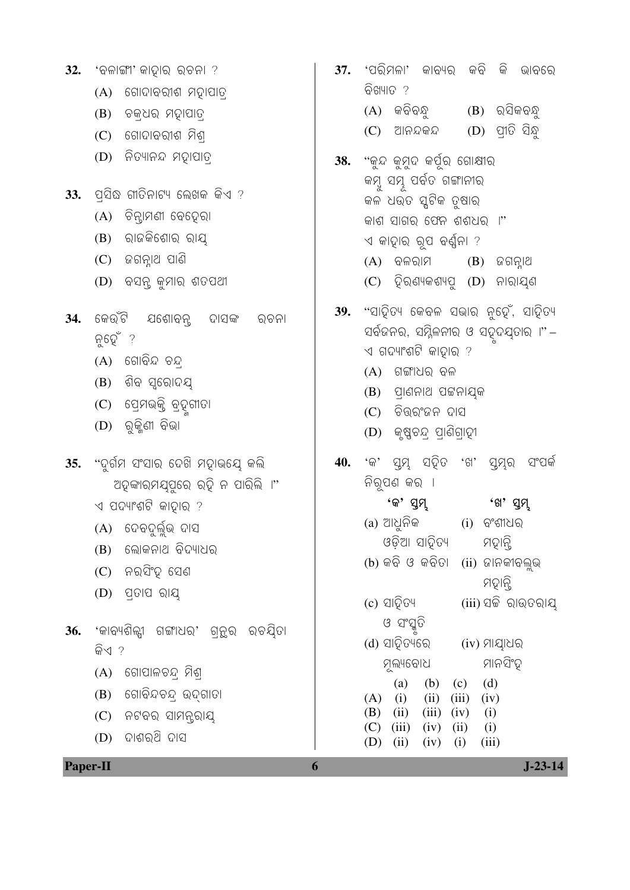32. 'ବଳାଙ୍ଗୀ' କାହାର ରଚନା ?

(A) ଗୋଦାବରୀଶ ମହାପାତ୍ର

(B) ଚକ୍ରଧର ମହାପାତ୍ର

(C) ଗୋଦାବରୀଶ ମିଶ୍ର

(D) ନିତ୍ୟାନନ୍ଦ ମହାପାତ୍ର

33. ପ୍ରସିଦ୍ଧ ଗୀତିନାଟ୍ୟ ଲେଖକ କିଏ ?

(A) ଚିନ୍ତାମଣୀ ବେହେରା

(B) ରାଜକିଶୋର ରାୟ

(C) ଜଗନ୍ନାଥ ପାଣି

(D) ବସନ୍ତ କୁମାର ଶତପଥୀ

34. କେଉଁଟି ଯଶୋବନ୍ତ ଦାସଙ୍କ ରଚନା ନୁହେଁ ?

(A) ଗୋବିନ୍ଦ ଚନ୍ଦ୍ର

(B) ଶିବ ସ୍ୱରୋଦୟ

(C) ପ୍ରେମଭକ୍ତି ବ୍ରହ୍ମଗୀତା

(D) ରୁକ୍ମିଣୀ ବିଭା

35. "ଦୁର୍ଗମ ସଂସାର ଦେଖି ମହାଭୟେ କଲି
ଅହଙ୍କାରମୟପୁରେ ରହି ନ ପାରିଲି ।"
ଏ ପଦ୍ୟାଂଶଟି କାହାର ?

(A) ଦେବଦୁର୍ଲ୍ଲଭ ଦାସ

(B) ଲୋକନାଥ ବିଦ୍ୟାଧର

(C) ନରସିଂହ ସେଣ

(D) ପ୍ରତାପ ରାୟ

36. 'କାବ୍ୟଶିଳ୍ପୀ ଗଙ୍ଗାଧର' ଗ୍ରନ୍ଥର ରଚୟିତା କିଏ ?

(A) ଗୋପାଳଚନ୍ଦ୍ର ମିଶ୍ର

(B) ଗୋବିନ୍ଦଚନ୍ଦ୍ର ଉଦ୍‌ଗାତା

(C) ନଟବର ସାମନ୍ତରାୟ

(D) ଦାଶରଥି ଦାସ

37. 'ପରିମଳା' କାବ୍ୟର କବି କି ଭାବରେ ବିଖ୍ୟାତ ?

(A) କବିବନ୍ଧୁ (B) ରସିକବନ୍ଧୁ

(C) ଆନନ୍ଦକନ୍ଦ (D) ପ୍ରୀତି ସିନ୍ଧୁ

38. "କୁନ୍ଦ କୁମୁଦ କର୍ପୂର ଗୋକ୍ଷୀର
କମ୍ବୁ ସମ୍ଭୂ ପର୍ବତ ଗଙ୍ଗାନୀର
କଳ ଧଉତ ସ୍ଫଟିକ ତୁଷାର
କାଶ ସାଗର ଫେନ ଶଶଧର ।"
ଏ କାହାର ରୂପ ବର୍ଣ୍ଣନା ?

(A) ବଳରାମ (B) ଜଗନ୍ନାଥ

(C) ହିରଣ୍ୟକଶ୍ୟପୁ (D) ନାରାୟଣ

39. "ସାହିତ୍ୟ କେବଳ ସଭାର ନୁହେଁ, ସାହିତ୍ୟ ସର୍ବଜନର, ସମ୍ମିଳନୀର ଓ ସହୃଦୟତାର ।" – ଏ ଗଦ୍ୟାଂଶଟି କାହାର ?

(A) ଗଙ୍ଗାଧର ବଳ

(B) ପ୍ରାଣନାଥ ପଟ୍ଟନାୟକ

(C) ଚିତ୍ତରଂଜନ ଦାସ

(D) କୃଷ୍ଣଚନ୍ଦ୍ର ପ୍ରାଣିଗ୍ରାହୀ

40. 'କ' ସ୍ତମ୍ଭ ସହିତ 'ଖ' ସ୍ତମ୍ଭର ସଂପର୍କ ନିରୂପଣ କର ।

| 'କ' ସ୍ତମ୍ଭ | 'ଖ' ସ୍ତମ୍ଭ |
|---|---|
| (a) ଆଧୁନିକ ଓଡ଼ିଆ ସାହିତ୍ୟ | (i) ବଂଶୀଧର ମହାନ୍ତି |
| (b) କବି ଓ କବିତା | (ii) ଜାନକୀବଲ୍ଲଭ ମହାନ୍ତି |
| (c) ସାହିତ୍ୟ ଓ ସଂସ୍କୃତି | (iii) ସଚ୍ଚି ରାଉତରାୟ |
| (d) ସାହିତ୍ୟରେ ମୂଲ୍ୟବୋଧ | (iv) ମାୟାଧର ମାନସିଂହ |

| | (a) | (b) | (c) | (d) |
|---|---|---|---|---|
| (A) | (i) | (ii) | (iii) | (iv) |
| (B) | (ii) | (iii) | (iv) | (i) |
| (C) | (iii) | (iv) | (ii) | (i) |
| (D) | (ii) | (iv) | (i) | (iii) |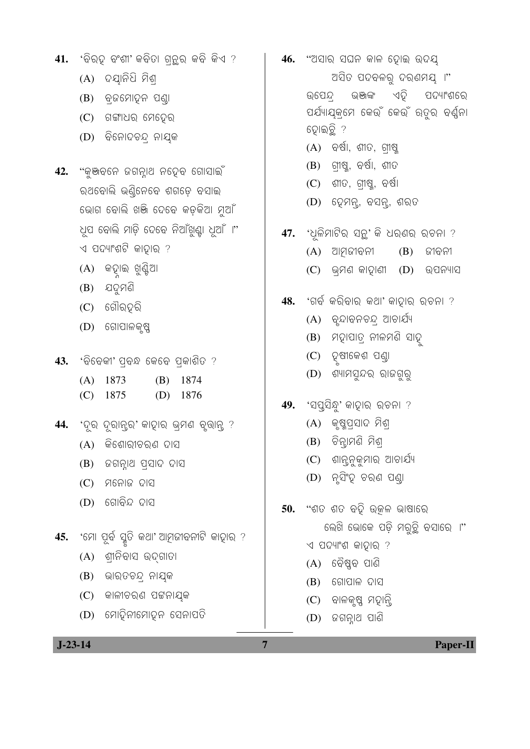41. 'ବିରହ ବଂଶୀ' କବିତା ଗ୍ରନ୍ଥର କବି କିଏ ?

(A) ଦୟାନିଧି ମିଶ୍ର

(B) ବ୍ରଜମୋହନ ପଣ୍ଡା

(C) ଗଙ୍ଗାଧର ମେହେର

(D) ବିନୋଦଚନ୍ଦ୍ର ନାୟକ

42. "କୁଞ୍ଜବନେ ଜଗନ୍ନାଥ ନହେବ ଗୋସାଇଁ
ରଥବୋଲି ଭଣ୍ଡିନେବେ ଶଗଡ଼େ ବସାଇ
ଭୋଗ ବୋଲି ଖଞ୍ଜି ଦେବେ କଡ଼କିଆ ମୁଆଁ
ଧୂପ ବୋଲି ମାଡ଼ି ଦେବେ ନିଆଁଖୁଣ୍ଟା ଧୂଆଁ ।"
ଏ ପଦ୍ୟାଂଶଟି କାହାର ?

(A) କହ୍ନାଇ ଖୁଣ୍ଟିଆ

(B) ଯଦୁମଣି

(C) ଗୌରହରି

(D) ଗୋପାଳକୃଷ୍ଣ

43. 'ବିବେକୀ' ପ୍ରବନ୍ଧ କେବେ ପ୍ରକାଶିତ ?

(A) 1873 (B) 1874

(C) 1875 (D) 1876

44. 'ଦୂର ଦୂରାନ୍ତର' କାହାର ଭ୍ରମଣ ବୃତ୍ତାନ୍ତ ?

(A) କିଶୋରୀଚରଣ ଦାସ

(B) ଜଗନ୍ନାଥ ପ୍ରସାଦ ଦାସ

(C) ମନୋଜ ଦାସ

(D) ଗୋବିନ୍ଦ ଦାସ

45. 'ମୋ ପୂର୍ବ ସ୍ମୃତି କଥା' ଆତ୍ମଜୀବନୀଟି କାହାର ?

(A) ଶ୍ରୀନିବାସ ଉଦ୍‌ଗାତା

(B) ଭାରତଚନ୍ଦ୍ର ନାୟକ

(C) କାଳୀଚରଣ ପଟ୍ଟନାୟକ

(D) ମୋହିନୀମୋହନ ସେନାପତି

46. "ଅସାର ସଘନ କାଳ ହୋଇ ଉଦୟ
ଅସିତ ପଦବଳରୁ ଦରଣମୟ ।"
ଉପେନ୍ଦ୍ର ଭଞ୍ଜଙ୍କ ଏହି ପଦ୍ୟାଂଶରେ ପର୍ଯ୍ୟାୟକ୍ରମେ କେଉଁ କେଉଁ ଋତୁର ବର୍ଣ୍ଣନା ହୋଇଛି ?

(A) ବର୍ଷା, ଶୀତ, ଗ୍ରୀଷ୍ମ

(B) ଗ୍ରୀଷ୍ମ, ବର୍ଷା, ଶୀତ

(C) ଶୀତ, ଗ୍ରୀଷ୍ମ, ବର୍ଷା

(D) ହେମନ୍ତ, ବସନ୍ତ, ଶରତ

47. 'ଧୂଳିମାଟିର ସନ୍ଥ' କି ଧରଣର ରଚନା ?

(A) ଆତ୍ମଜୀବନୀ (B) ଜୀବନୀ

(C) ଭ୍ରମଣ କାହାଣୀ (D) ଉପନ୍ୟାସ

48. 'ଗର୍ବ କରିବାର କଥା' କାହାର ରଚନା ?

(A) ବୃନ୍ଦାବନଚନ୍ଦ୍ର ଆଚାର୍ଯ୍ୟ

(B) ମହାପାତ୍ର ନୀଳମଣି ସାହୁ

(C) ହୃଷୀକେଶ ପଣ୍ଡା

(D) ଶ୍ୟାମସୁନ୍ଦର ରାଜଗୁରୁ

49. 'ସପ୍ତସିନ୍ଧୁ' କାହାର ରଚନା ?

(A) କୃଷ୍ଣପ୍ରସାଦ ମିଶ୍ର

(B) ଚିନ୍ତାମଣି ମିଶ୍ର

(C) ଶାନ୍ତନୁକୁମାର ଆଚାର୍ଯ୍ୟ

(D) ନୃସିଂହ ଚରଣ ପଣ୍ଡା

50. "ଶତ ଶତ ବହି ଉତ୍କଳ ଭାଷାରେ
ଲେଖି ଭୋକେ ପଡ଼ି ମରୁଛି ବସାରେ ।"
ଏ ପଦ୍ୟାଂଶ କାହାର ?

(A) ବୈଷ୍ଣବ ପାଣି

(B) ଗୋପାଳ ଦାସ

(C) ବାଳକୃଷ୍ଣ ମହାନ୍ତି

(D) ଜଗନ୍ନାଥ ପାଣି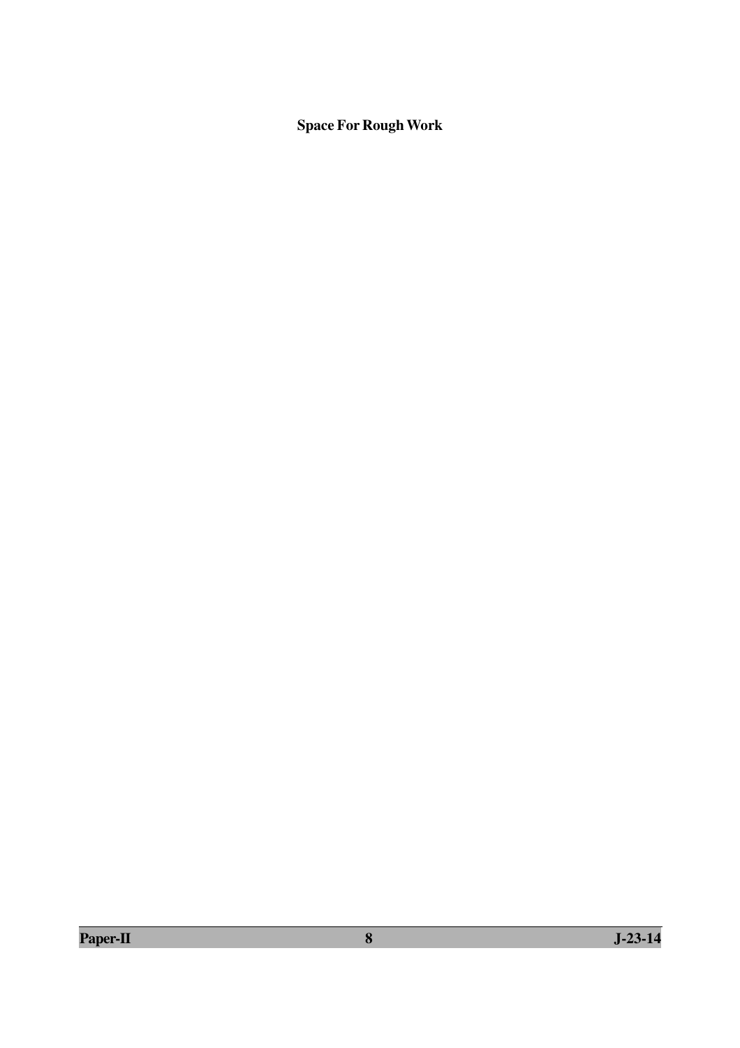**Space For Rough Work**